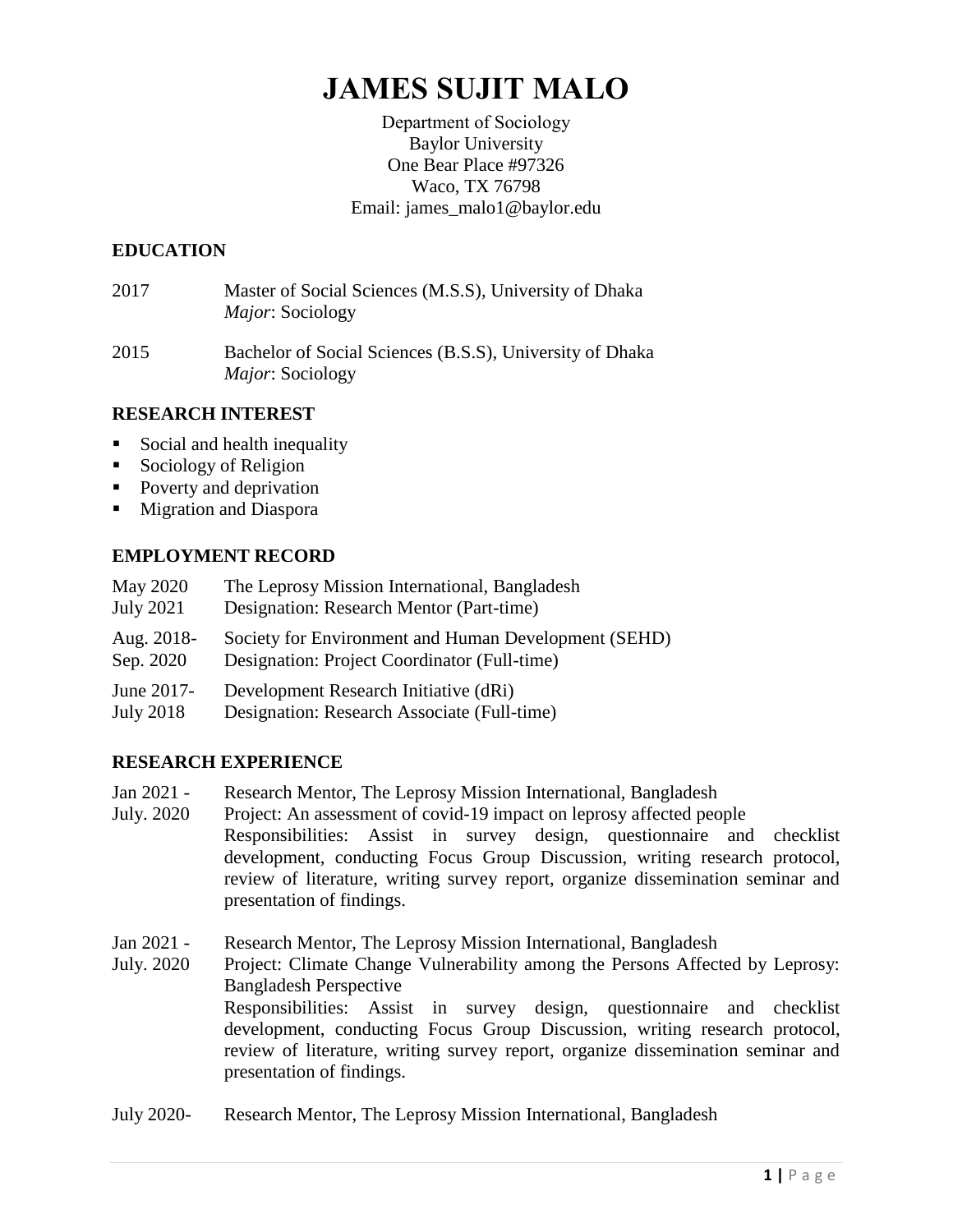# JAMES SUJIT MALO

Department of Sociology
Baylor University
One Bear Place #97326
Waco, TX 76798
Email: james_malo1@baylor.edu

## EDUCATION

2017 Master of Social Sciences (M.S.S), University of Dhaka
*Major*: Sociology

2015 Bachelor of Social Sciences (B.S.S), University of Dhaka
*Major*: Sociology

## RESEARCH INTEREST

- Social and health inequality
- Sociology of Religion
- Poverty and deprivation
- Migration and Diaspora

## EMPLOYMENT RECORD

May 2020 – July 2021
The Leprosy Mission International, Bangladesh
Designation: Research Mentor (Part-time)

Aug. 2018- Sep. 2020
Society for Environment and Human Development (SEHD)
Designation: Project Coordinator (Full-time)

June 2017- July 2018
Development Research Initiative (dRi)
Designation: Research Associate (Full-time)

## RESEARCH EXPERIENCE

Jan 2021 - July. 2020
Research Mentor, The Leprosy Mission International, Bangladesh
Project: An assessment of covid-19 impact on leprosy affected people
Responsibilities: Assist in survey design, questionnaire and checklist development, conducting Focus Group Discussion, writing research protocol, review of literature, writing survey report, organize dissemination seminar and presentation of findings.

Jan 2021 - July. 2020
Research Mentor, The Leprosy Mission International, Bangladesh
Project: Climate Change Vulnerability among the Persons Affected by Leprosy: Bangladesh Perspective
Responsibilities: Assist in survey design, questionnaire and checklist development, conducting Focus Group Discussion, writing research protocol, review of literature, writing survey report, organize dissemination seminar and presentation of findings.

July 2020-
Research Mentor, The Leprosy Mission International, Bangladesh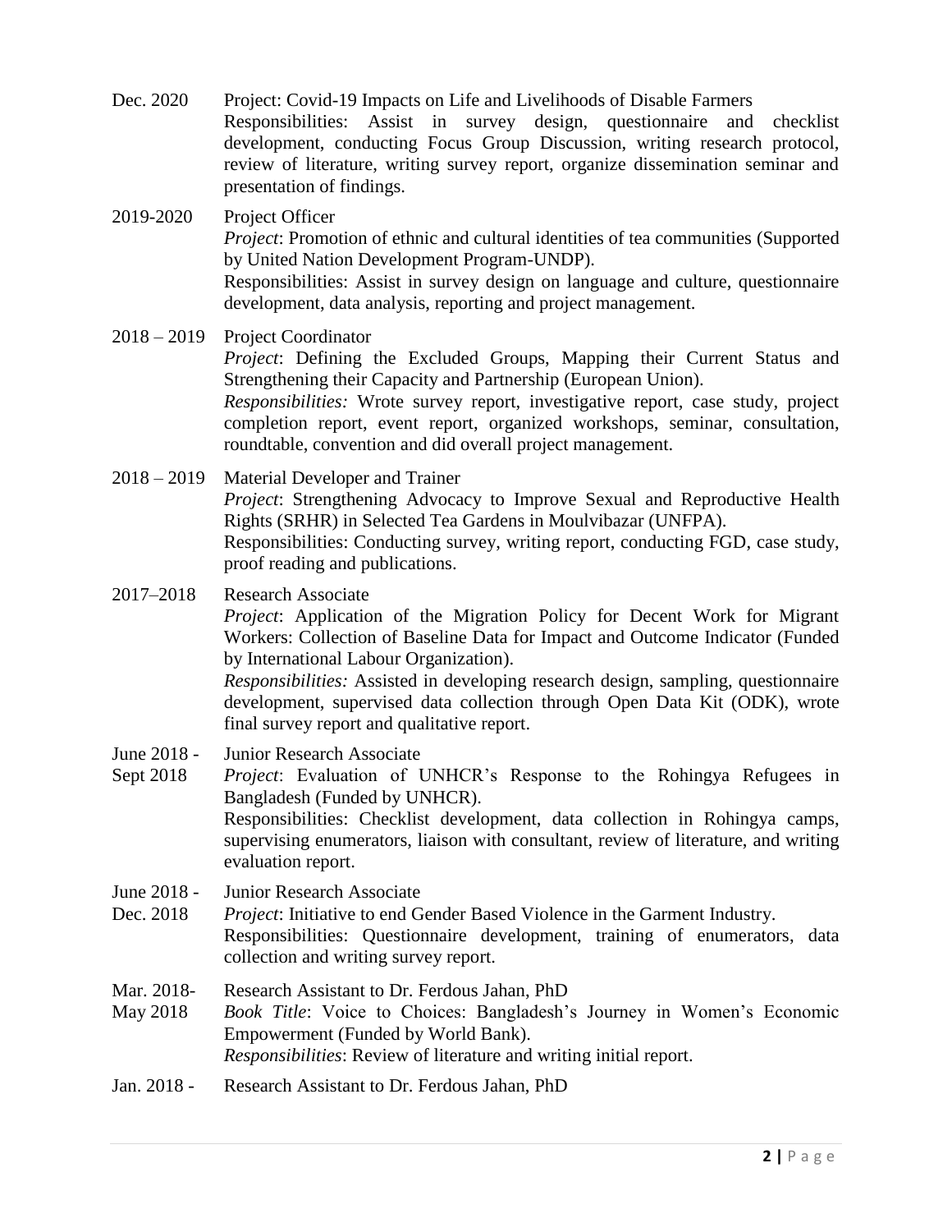Dec. 2020 — Project: Covid-19 Impacts on Life and Livelihoods of Disable Farmers
Responsibilities: Assist in survey design, questionnaire and checklist development, conducting Focus Group Discussion, writing research protocol, review of literature, writing survey report, organize dissemination seminar and presentation of findings.

2019-2020 — Project Officer
*Project*: Promotion of ethnic and cultural identities of tea communities (Supported by United Nation Development Program-UNDP).
Responsibilities: Assist in survey design on language and culture, questionnaire development, data analysis, reporting and project management.

2018 – 2019 — Project Coordinator
*Project*: Defining the Excluded Groups, Mapping their Current Status and Strengthening their Capacity and Partnership (European Union).
*Responsibilities:* Wrote survey report, investigative report, case study, project completion report, event report, organized workshops, seminar, consultation, roundtable, convention and did overall project management.

2018 – 2019 — Material Developer and Trainer
*Project*: Strengthening Advocacy to Improve Sexual and Reproductive Health Rights (SRHR) in Selected Tea Gardens in Moulvibazar (UNFPA).
Responsibilities: Conducting survey, writing report, conducting FGD, case study, proof reading and publications.

2017–2018 — Research Associate
*Project*: Application of the Migration Policy for Decent Work for Migrant Workers: Collection of Baseline Data for Impact and Outcome Indicator (Funded by International Labour Organization).
*Responsibilities:* Assisted in developing research design, sampling, questionnaire development, supervised data collection through Open Data Kit (ODK), wrote final survey report and qualitative report.

June 2018 - Sept 2018 — Junior Research Associate
*Project*: Evaluation of UNHCR's Response to the Rohingya Refugees in Bangladesh (Funded by UNHCR).
Responsibilities: Checklist development, data collection in Rohingya camps, supervising enumerators, liaison with consultant, review of literature, and writing evaluation report.

June 2018 - Dec. 2018 — Junior Research Associate
*Project*: Initiative to end Gender Based Violence in the Garment Industry.
Responsibilities: Questionnaire development, training of enumerators, data collection and writing survey report.

Mar. 2018- May 2018 — Research Assistant to Dr. Ferdous Jahan, PhD
*Book Title*: Voice to Choices: Bangladesh's Journey in Women's Economic Empowerment (Funded by World Bank).
*Responsibilities*: Review of literature and writing initial report.

Jan. 2018 - — Research Assistant to Dr. Ferdous Jahan, PhD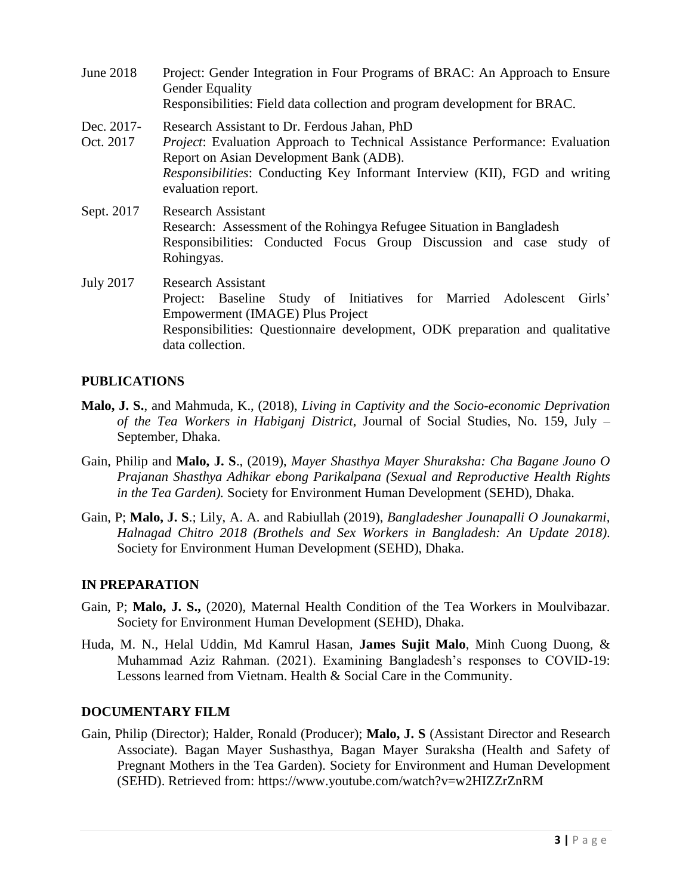June 2018 Project: Gender Integration in Four Programs of BRAC: An Approach to Ensure Gender Equality
Responsibilities: Field data collection and program development for BRAC.

Dec. 2017- Oct. 2017 Research Assistant to Dr. Ferdous Jahan, PhD
*Project*: Evaluation Approach to Technical Assistance Performance: Evaluation Report on Asian Development Bank (ADB).
*Responsibilities*: Conducting Key Informant Interview (KII), FGD and writing evaluation report.

Sept. 2017 Research Assistant
Research: Assessment of the Rohingya Refugee Situation in Bangladesh
Responsibilities: Conducted Focus Group Discussion and case study of Rohingyas.

July 2017 Research Assistant
Project: Baseline Study of Initiatives for Married Adolescent Girls' Empowerment (IMAGE) Plus Project
Responsibilities: Questionnaire development, ODK preparation and qualitative data collection.

## PUBLICATIONS

**Malo, J. S.**, and Mahmuda, K., (2018), *Living in Captivity and the Socio-economic Deprivation of the Tea Workers in Habiganj District*, Journal of Social Studies, No. 159, July – September, Dhaka.

Gain, Philip and **Malo, J. S**., (2019), *Mayer Shasthya Mayer Shuraksha: Cha Bagane Jouno O Prajanan Shasthya Adhikar ebong Parikalpana (Sexual and Reproductive Health Rights in the Tea Garden).* Society for Environment Human Development (SEHD), Dhaka.

Gain, P; **Malo, J. S**.; Lily, A. A. and Rabiullah (2019), *Bangladesher Jounapalli O Jounakarmi, Halnagad Chitro 2018 (Brothels and Sex Workers in Bangladesh: An Update 2018)*. Society for Environment Human Development (SEHD), Dhaka.

## IN PREPARATION

Gain, P; **Malo, J. S.,** (2020), Maternal Health Condition of the Tea Workers in Moulvibazar. Society for Environment Human Development (SEHD), Dhaka.

Huda, M. N., Helal Uddin, Md Kamrul Hasan, **James Sujit Malo**, Minh Cuong Duong, & Muhammad Aziz Rahman. (2021). Examining Bangladesh's responses to COVID-19: Lessons learned from Vietnam. Health & Social Care in the Community.

## DOCUMENTARY FILM

Gain, Philip (Director); Halder, Ronald (Producer); **Malo, J. S** (Assistant Director and Research Associate). Bagan Mayer Sushasthya, Bagan Mayer Suraksha (Health and Safety of Pregnant Mothers in the Tea Garden). Society for Environment and Human Development (SEHD). Retrieved from: https://www.youtube.com/watch?v=w2HIZZrZnRM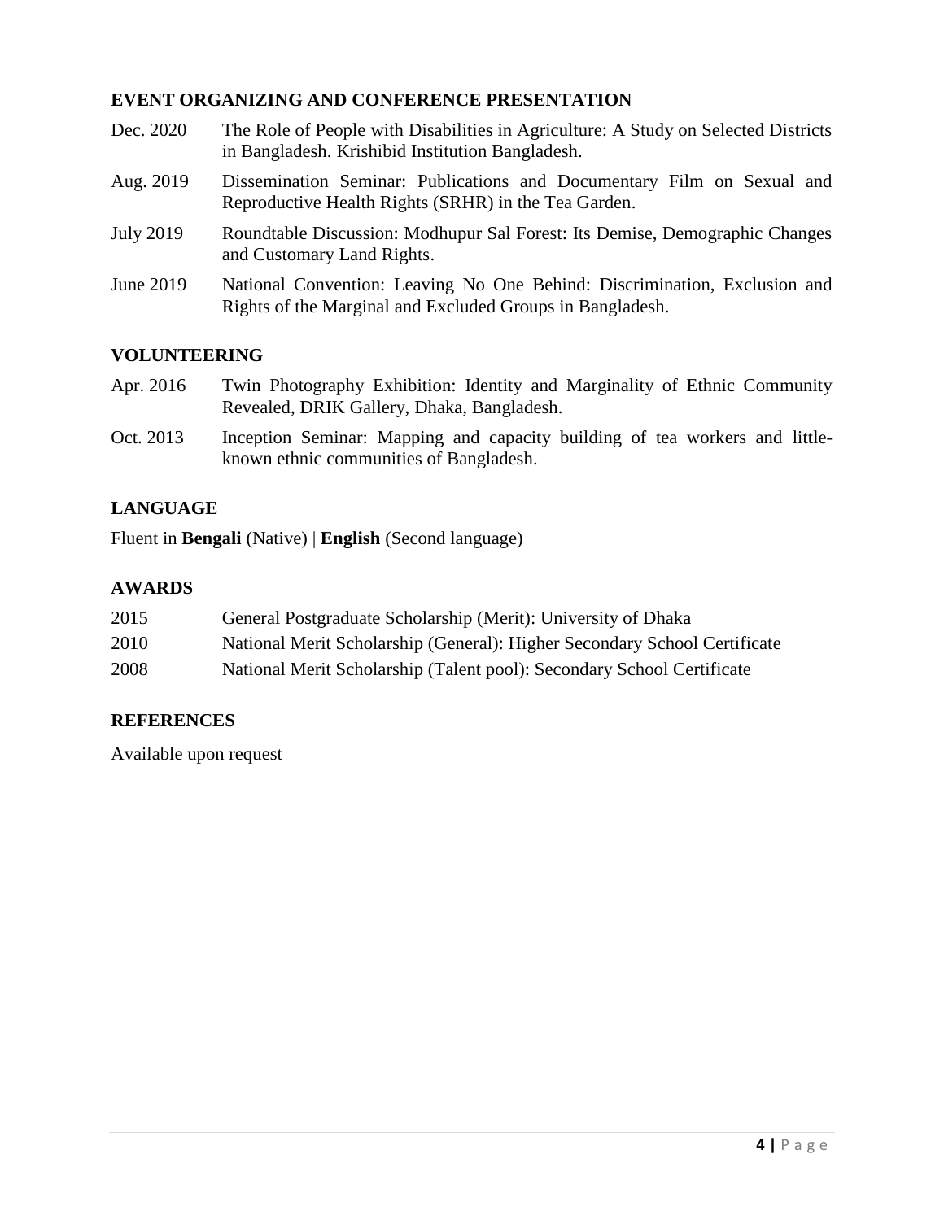## EVENT ORGANIZING AND CONFERENCE PRESENTATION

| | |
|---|---|
| Dec. 2020 | The Role of People with Disabilities in Agriculture: A Study on Selected Districts in Bangladesh. Krishibid Institution Bangladesh. |
| Aug. 2019 | Dissemination Seminar: Publications and Documentary Film on Sexual and Reproductive Health Rights (SRHR) in the Tea Garden. |
| July 2019 | Roundtable Discussion: Modhupur Sal Forest: Its Demise, Demographic Changes and Customary Land Rights. |
| June 2019 | National Convention: Leaving No One Behind: Discrimination, Exclusion and Rights of the Marginal and Excluded Groups in Bangladesh. |

## VOLUNTEERING

| | |
|---|---|
| Apr. 2016 | Twin Photography Exhibition: Identity and Marginality of Ethnic Community Revealed, DRIK Gallery, Dhaka, Bangladesh. |
| Oct. 2013 | Inception Seminar: Mapping and capacity building of tea workers and little-known ethnic communities of Bangladesh. |

## LANGUAGE

Fluent in **Bengali** (Native) | **English** (Second language)

## AWARDS

| | |
|---|---|
| 2015 | General Postgraduate Scholarship (Merit): University of Dhaka |
| 2010 | National Merit Scholarship (General): Higher Secondary School Certificate |
| 2008 | National Merit Scholarship (Talent pool): Secondary School Certificate |

## REFERENCES

Available upon request